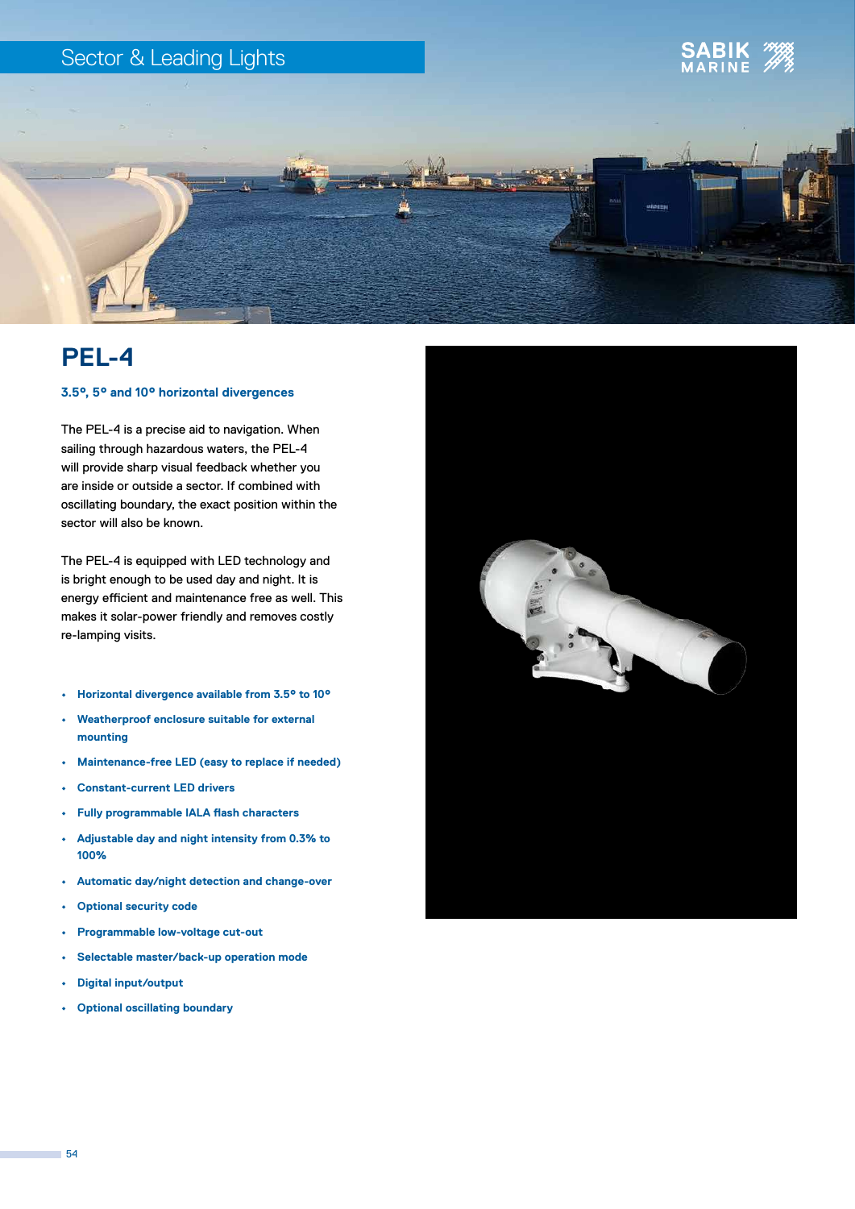# PEL-4

**3.5°, 5° and 10° horizontal divergences**

The PEL-4 is a precise aid to navigation. When sailing through hazardous waters, the PEL-4 will provide sharp visual feedback whether you are inside or outside a sector. If combined with oscillating boundary, the exact position within the sector will also be known.

The PEL-4 is equipped with LED technology and is bright enough to be used day and night. It is energy efficient and maintenance free as well. This makes it solar-power friendly and removes costly re-lamping visits.

- **Horizontal divergence available from 3.5° to 10°**
- **Weatherproof enclosure suitable for external mounting**
- **Maintenance-free LED (easy to replace if needed)**
- **Constant-current LED drivers**
- **Fully programmable IALA flash characters**
- **Adjustable day and night intensity from 0.3% to 100%**
- **Automatic day/night detection and change-over**
- **Optional security code**
- **Programmable low-voltage cut-out**
- **Selectable master/back-up operation mode**
- **Digital input/output**
- **Optional oscillating boundary**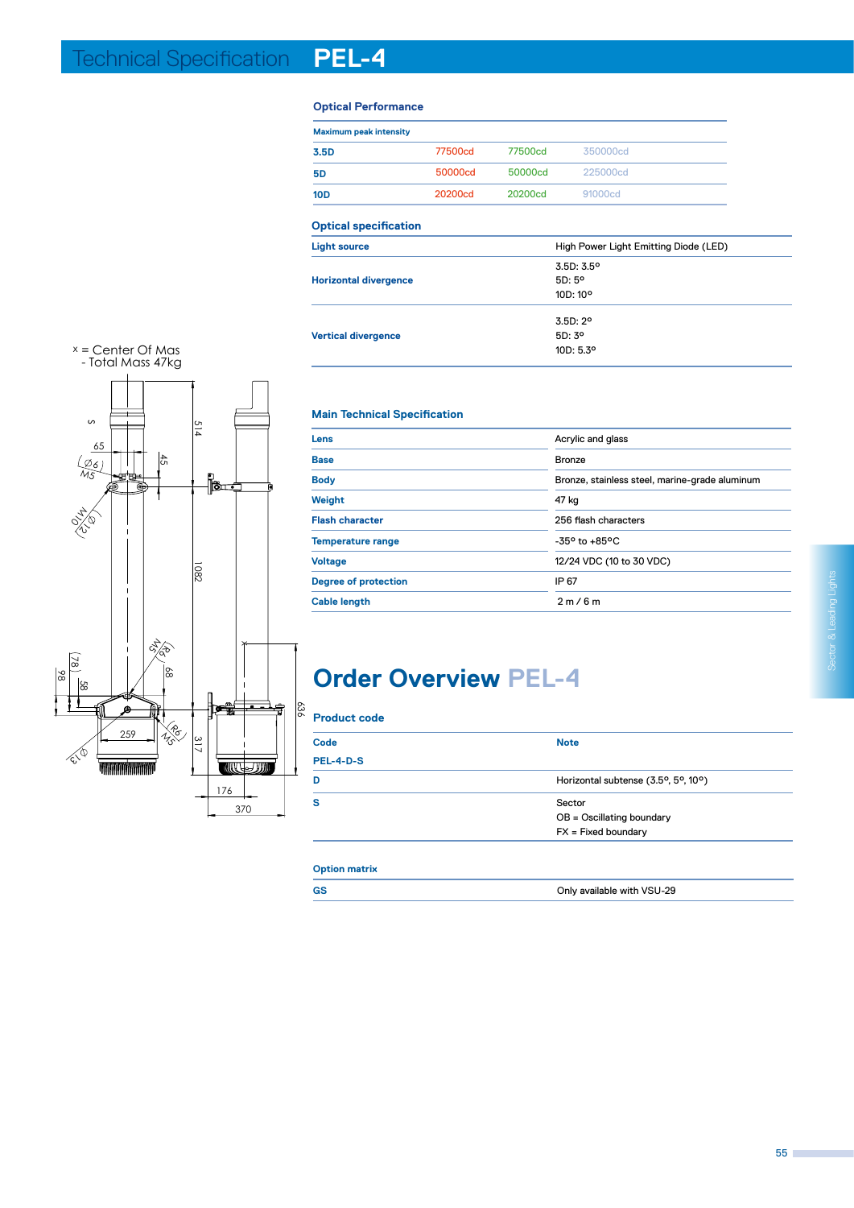# Technical Specification PEL-4

## Optical Performance

| Maximum peak intensity | | | |
|---|---|---|---|
| 3.5D | 77500cd | 77500cd | 350000cd |
| 5D | 50000cd | 50000cd | 225000cd |
| 10D | 20200cd | 20200cd | 91000cd |

## Optical specification

| | |
|---|---|
| Light source | High Power Light Emitting Diode (LED) |
| Horizontal divergence | 3.5D: 3.5°<br>5D: 5°<br>10D: 10° |
| Vertical divergence | 3.5D: 2°<br>5D: 3°<br>10D: 5.3° |

x = Center Of Mas
- Total Mass 47kg

S
65
Ø6
M5
45
M10
Ø12
514
1082
78
98
58
M5
R6
68
259
Ø13
R6
M5
317
176
370
636

## Main Technical Specification

| | |
|---|---|
| Lens | Acrylic and glass |
| Base | Bronze |
| Body | Bronze, stainless steel, marine-grade aluminum |
| Weight | 47 kg |
| Flash character | 256 flash characters |
| Temperature range | -35° to +85°C |
| Voltage | 12/24 VDC (10 to 30 VDC) |
| Degree of protection | IP 67 |
| Cable length | 2 m / 6 m |

# Order Overview PEL-4

## Product code

| Code | Note |
|---|---|
| PEL-4-D-S | |
| D | Horizontal subtense (3.5°, 5°, 10°) |
| S | Sector<br>OB = Oscillating boundary<br>FX = Fixed boundary |

## Option matrix

| | |
|---|---|
| GS | Only available with VSU-29 |

Sector & Leading Lights